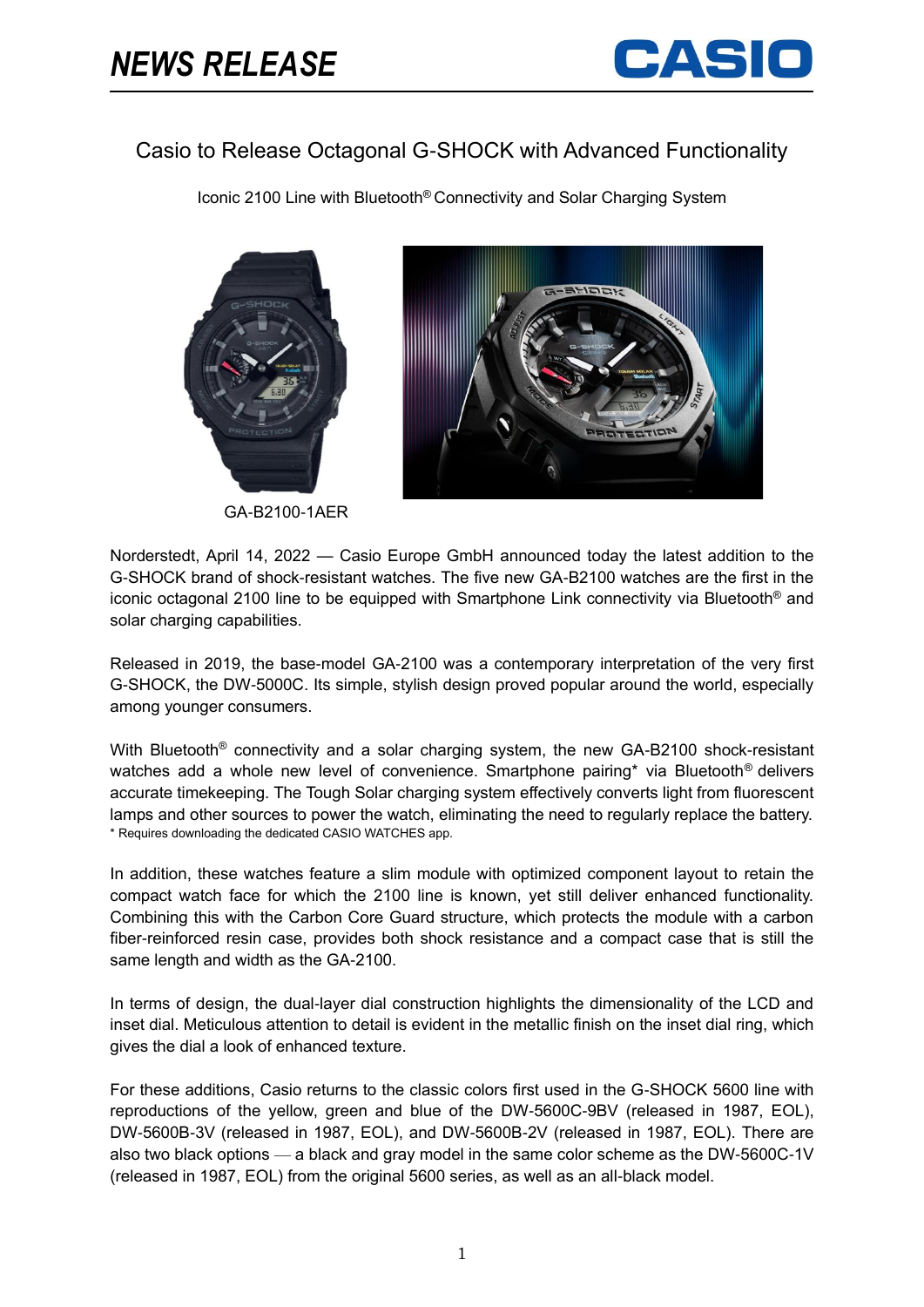# NEWS RELEASE

CASIO

## Casio to Release Octagonal G-SHOCK with Advanced Functionality

Iconic 2100 Line with Bluetooth® Connectivity and Solar Charging System

GA-B2100-1AER

Norderstedt, April 14, 2022 — Casio Europe GmbH announced today the latest addition to the G-SHOCK brand of shock-resistant watches. The five new GA-B2100 watches are the first in the iconic octagonal 2100 line to be equipped with Smartphone Link connectivity via Bluetooth® and solar charging capabilities.

Released in 2019, the base-model GA-2100 was a contemporary interpretation of the very first G-SHOCK, the DW-5000C. Its simple, stylish design proved popular around the world, especially among younger consumers.

With Bluetooth® connectivity and a solar charging system, the new GA-B2100 shock-resistant watches add a whole new level of convenience. Smartphone pairing* via Bluetooth® delivers accurate timekeeping. The Tough Solar charging system effectively converts light from fluorescent lamps and other sources to power the watch, eliminating the need to regularly replace the battery.
* Requires downloading the dedicated CASIO WATCHES app.

In addition, these watches feature a slim module with optimized component layout to retain the compact watch face for which the 2100 line is known, yet still deliver enhanced functionality. Combining this with the Carbon Core Guard structure, which protects the module with a carbon fiber-reinforced resin case, provides both shock resistance and a compact case that is still the same length and width as the GA-2100.

In terms of design, the dual-layer dial construction highlights the dimensionality of the LCD and inset dial. Meticulous attention to detail is evident in the metallic finish on the inset dial ring, which gives the dial a look of enhanced texture.

For these additions, Casio returns to the classic colors first used in the G-SHOCK 5600 line with reproductions of the yellow, green and blue of the DW-5600C-9BV (released in 1987, EOL), DW-5600B-3V (released in 1987, EOL), and DW-5600B-2V (released in 1987, EOL). There are also two black options — a black and gray model in the same color scheme as the DW-5600C-1V (released in 1987, EOL) from the original 5600 series, as well as an all-black model.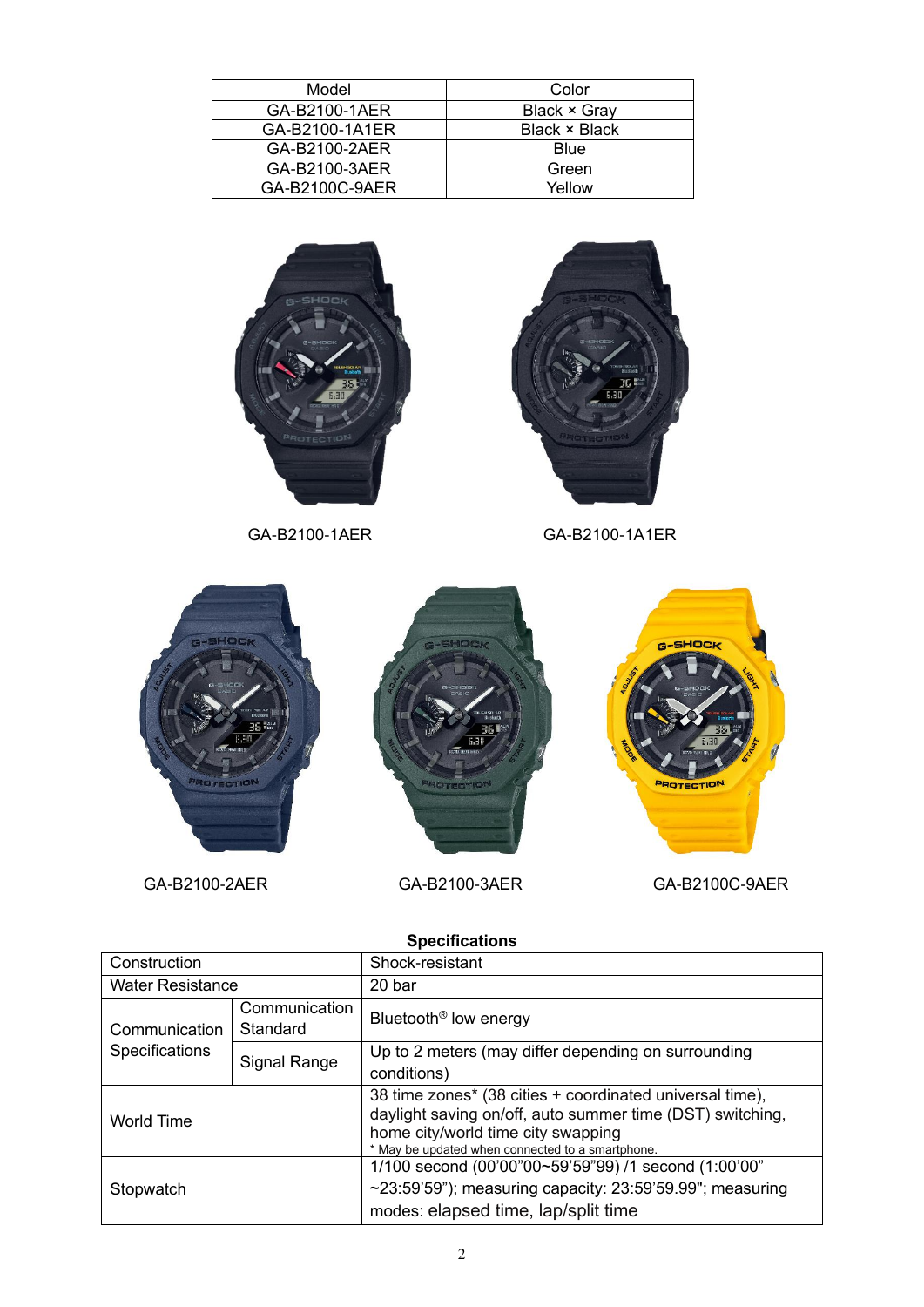| Model | Color |
| --- | --- |
| GA-B2100-1AER | Black × Gray |
| GA-B2100-1A1ER | Black × Black |
| GA-B2100-2AER | Blue |
| GA-B2100-3AER | Green |
| GA-B2100C-9AER | Yellow |

GA-B2100-1AER

GA-B2100-1A1ER

GA-B2100-2AER

GA-B2100-3AER

GA-B2100C-9AER

**Specifications**

| Construction | | Shock-resistant |
| --- | --- | --- |
| Water Resistance | | 20 bar |
| Communication Specifications | Communication Standard | Bluetooth® low energy |
| | Signal Range | Up to 2 meters (may differ depending on surrounding conditions) |
| World Time | | 38 time zones* (38 cities + coordinated universal time), daylight saving on/off, auto summer time (DST) switching, home city/world time city swapping<br>* May be updated when connected to a smartphone. |
| Stopwatch | | 1/100 second (00'00"00~59'59"99) /1 second (1:00'00" ~23:59'59"); measuring capacity: 23:59'59.99"; measuring modes: elapsed time, lap/split time |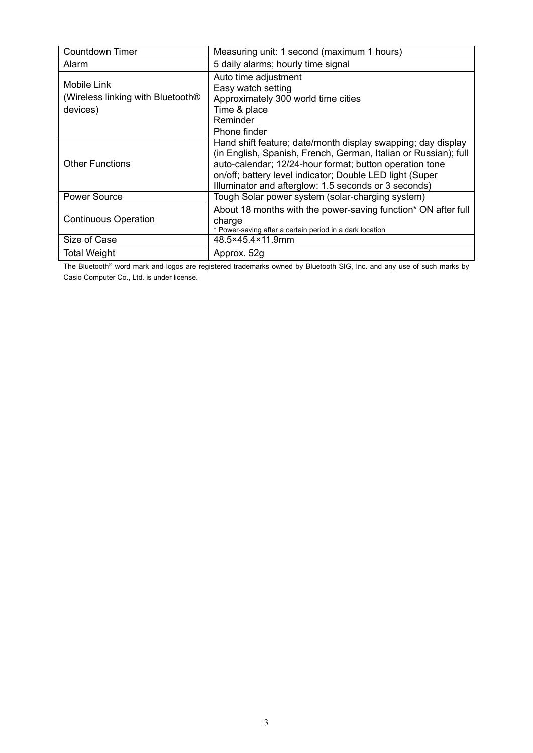| | |
|---|---|
| Countdown Timer | Measuring unit: 1 second (maximum 1 hours) |
| Alarm | 5 daily alarms; hourly time signal |
| Mobile Link (Wireless linking with Bluetooth® devices) | Auto time adjustment<br>Easy watch setting<br>Approximately 300 world time cities<br>Time & place<br>Reminder<br>Phone finder |
| Other Functions | Hand shift feature; date/month display swapping; day display (in English, Spanish, French, German, Italian or Russian); full auto-calendar; 12/24-hour format; button operation tone on/off; battery level indicator; Double LED light (Super Illuminator and afterglow: 1.5 seconds or 3 seconds) |
| Power Source | Tough Solar power system (solar-charging system) |
| Continuous Operation | About 18 months with the power-saving function* ON after full charge<br>* Power-saving after a certain period in a dark location |
| Size of Case | 48.5×45.4×11.9mm |
| Total Weight | Approx. 52g |

The Bluetooth® word mark and logos are registered trademarks owned by Bluetooth SIG, Inc. and any use of such marks by Casio Computer Co., Ltd. is under license.